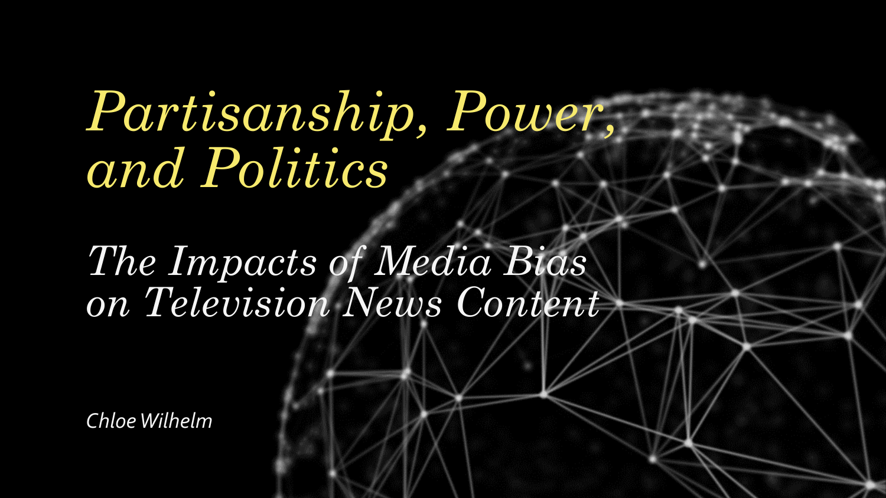# *Partisanship, Power, and Politics*

## *The Impacts of Media Bias on Television News Content*

*Chloe Wilhelm*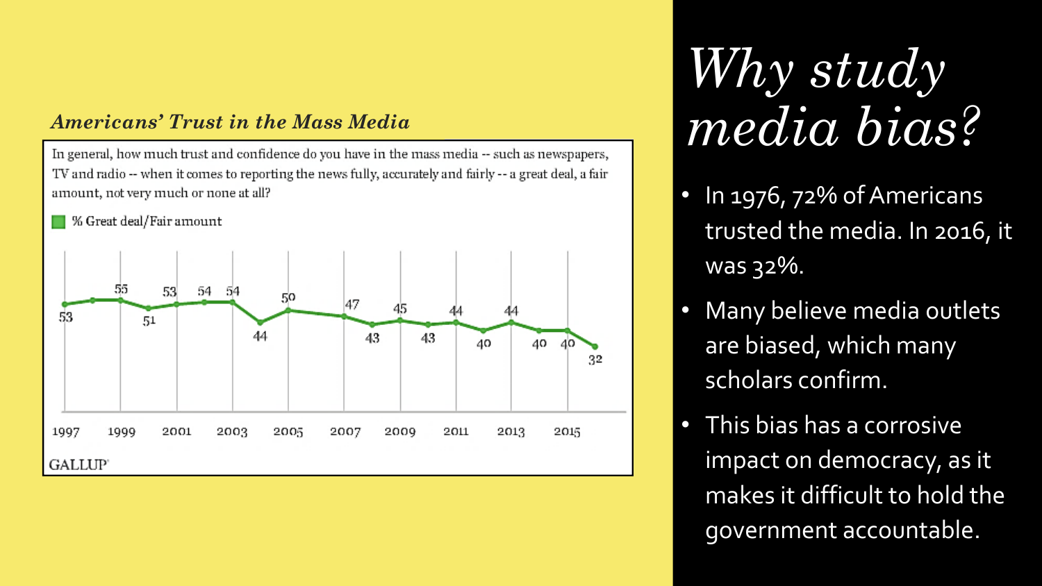# Why study media bias?

### *Americans' Trust in the Mass Media*

In general, how much trust and confidence do you have in the mass media -- such as newspapers, TV and radio -- when it comes to reporting the news fully, accurately and fairly -- a great deal, a fair amount, not very much or none at all?

% Great deal/Fair amount

53
55
51
53
54
54
44
50
47
43
45
43
44
40
44
40
40
32

1997
1999
2001
2003
2005
2007
2009
2011
2013
2015

GALLUP

- In 1976, 72% of Americans trusted the media. In 2016, it was 32%.
- Many believe media outlets are biased, which many scholars confirm.
- This bias has a corrosive impact on democracy, as it makes it difficult to hold the government accountable.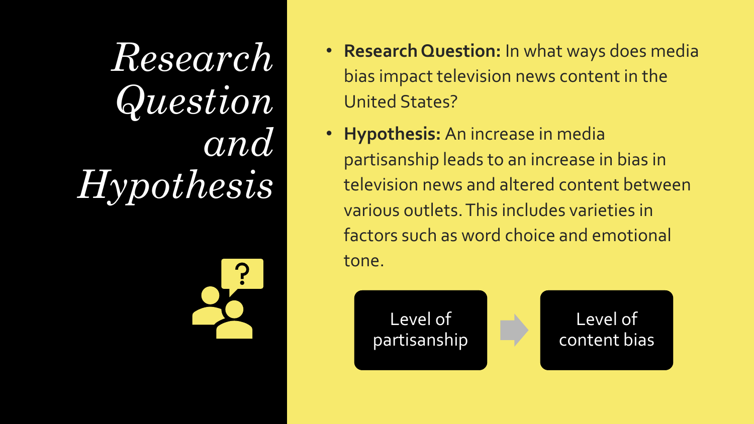# *Research Question and Hypothesis*

- **Research Question:** In what ways does media bias impact television news content in the United States?
- **Hypothesis:** An increase in media partisanship leads to an increase in bias in television news and altered content between various outlets. This includes varieties in factors such as word choice and emotional tone.

Level of partisanship

Level of content bias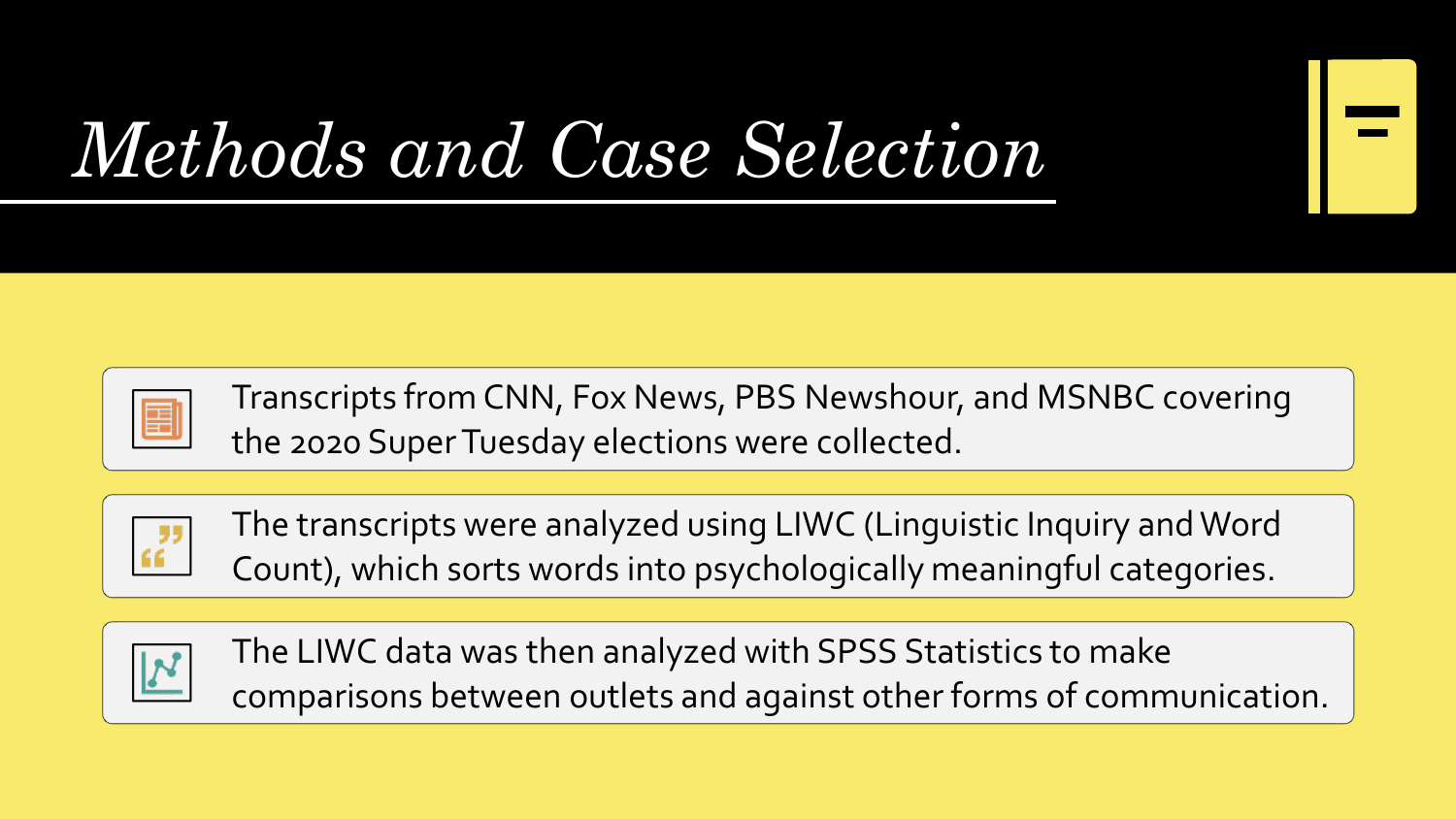# *Methods and Case Selection*

- Transcripts from CNN, Fox News, PBS Newshour, and MSNBC covering the 2020 Super Tuesday elections were collected.
- The transcripts were analyzed using LIWC (Linguistic Inquiry and Word Count), which sorts words into psychologically meaningful categories.
- The LIWC data was then analyzed with SPSS Statistics to make comparisons between outlets and against other forms of communication.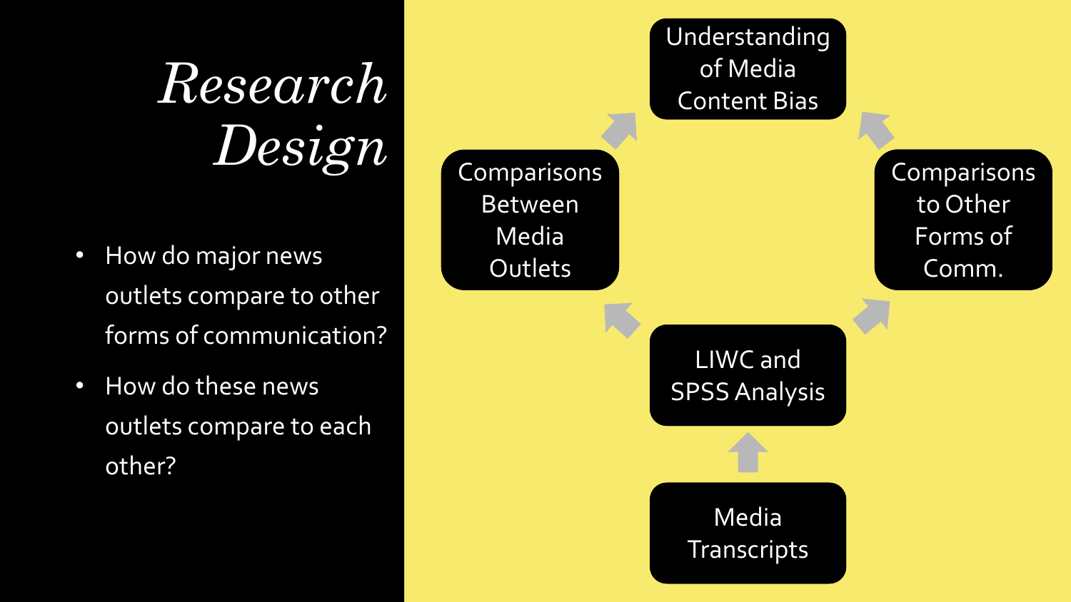# *Research Design*

- How do major news outlets compare to other forms of communication?
- How do these news outlets compare to each other?

Understanding of Media Content Bias

Comparisons Between Media Outlets

Comparisons to Other Forms of Comm.

LIWC and SPSS Analysis

Media Transcripts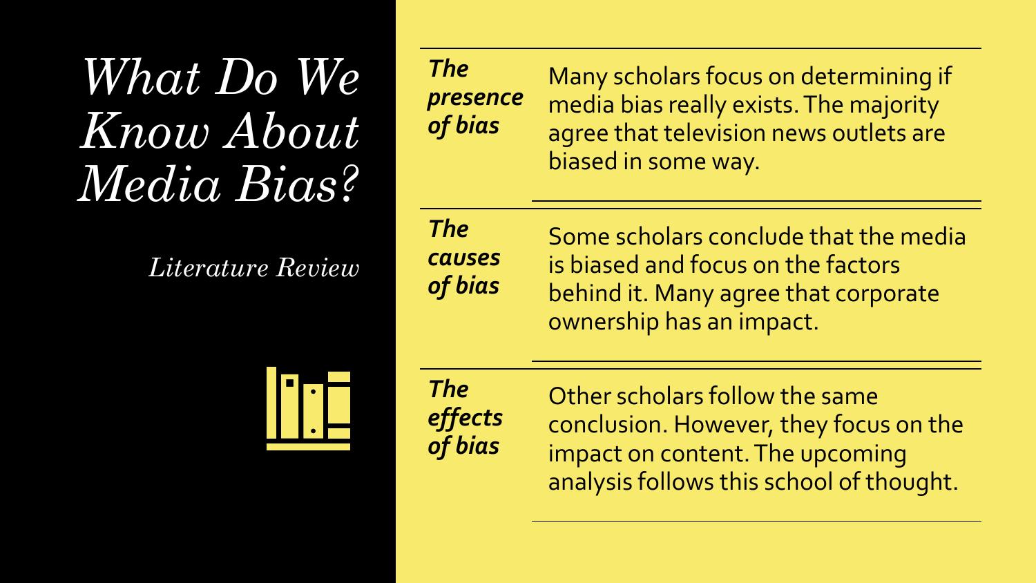# *What Do We Know About Media Bias?*

*Literature Review*

| | |
|---|---|
| ***The presence of bias*** | Many scholars focus on determining if media bias really exists. The majority agree that television news outlets are biased in some way. |
| ***The causes of bias*** | Some scholars conclude that the media is biased and focus on the factors behind it. Many agree that corporate ownership has an impact. |
| ***The effects of bias*** | Other scholars follow the same conclusion. However, they focus on the impact on content. The upcoming analysis follows this school of thought. |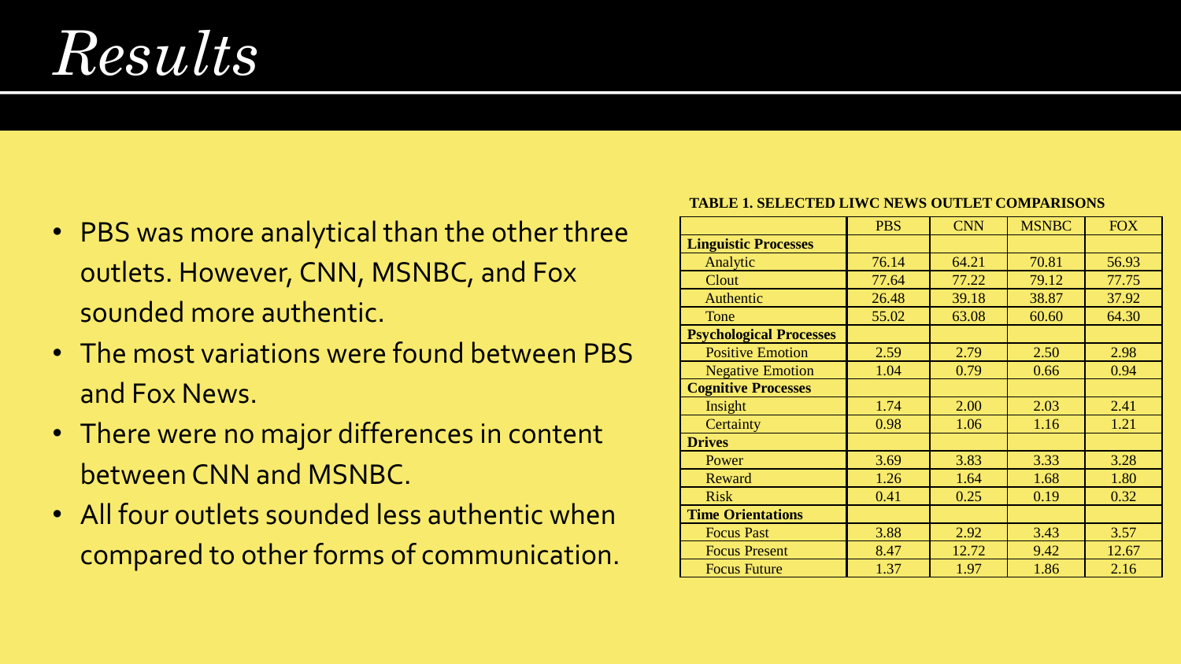# *Results*

- PBS was more analytical than the other three outlets. However, CNN, MSNBC, and Fox sounded more authentic.
- The most variations were found between PBS and Fox News.
- There were no major differences in content between CNN and MSNBC.
- All four outlets sounded less authentic when compared to other forms of communication.

**TABLE 1. SELECTED LIWC NEWS OUTLET COMPARISONS**

| | PBS | CNN | MSNBC | FOX |
|---|---|---|---|---|
| **Linguistic Processes** | | | | |
| Analytic | 76.14 | 64.21 | 70.81 | 56.93 |
| Clout | 77.64 | 77.22 | 79.12 | 77.75 |
| Authentic | 26.48 | 39.18 | 38.87 | 37.92 |
| Tone | 55.02 | 63.08 | 60.60 | 64.30 |
| **Psychological Processes** | | | | |
| Positive Emotion | 2.59 | 2.79 | 2.50 | 2.98 |
| Negative Emotion | 1.04 | 0.79 | 0.66 | 0.94 |
| **Cognitive Processes** | | | | |
| Insight | 1.74 | 2.00 | 2.03 | 2.41 |
| Certainty | 0.98 | 1.06 | 1.16 | 1.21 |
| **Drives** | | | | |
| Power | 3.69 | 3.83 | 3.33 | 3.28 |
| Reward | 1.26 | 1.64 | 1.68 | 1.80 |
| Risk | 0.41 | 0.25 | 0.19 | 0.32 |
| **Time Orientations** | | | | |
| Focus Past | 3.88 | 2.92 | 3.43 | 3.57 |
| Focus Present | 8.47 | 12.72 | 9.42 | 12.67 |
| Focus Future | 1.37 | 1.97 | 1.86 | 2.16 |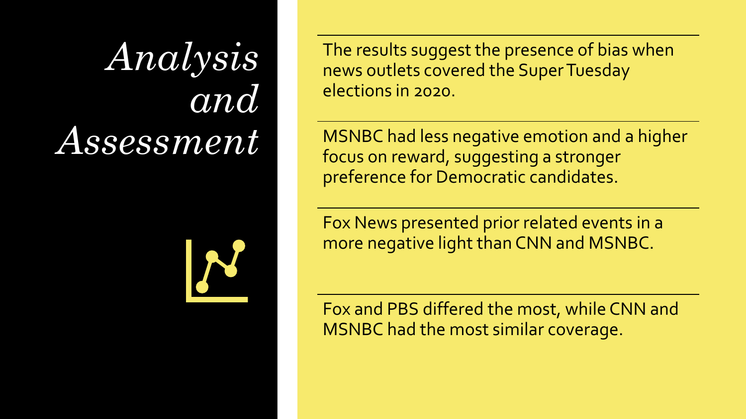# *Analysis and Assessment*

The results suggest the presence of bias when news outlets covered the Super Tuesday elections in 2020.

MSNBC had less negative emotion and a higher focus on reward, suggesting a stronger preference for Democratic candidates.

Fox News presented prior related events in a more negative light than CNN and MSNBC.

Fox and PBS differed the most, while CNN and MSNBC had the most similar coverage.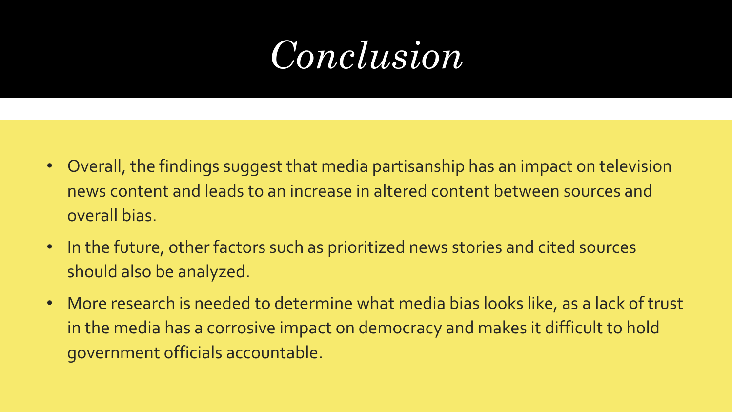# *Conclusion*

- Overall, the findings suggest that media partisanship has an impact on television news content and leads to an increase in altered content between sources and overall bias.
- In the future, other factors such as prioritized news stories and cited sources should also be analyzed.
- More research is needed to determine what media bias looks like, as a lack of trust in the media has a corrosive impact on democracy and makes it difficult to hold government officials accountable.